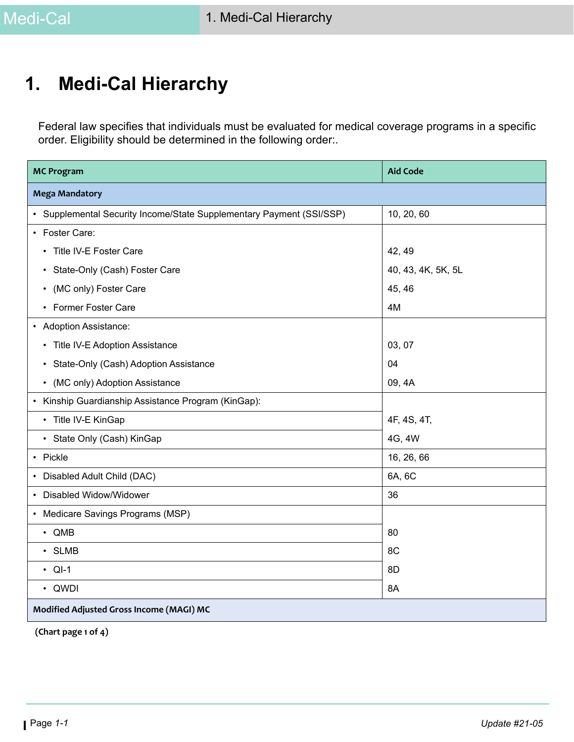# 1. Medi-Cal Hierarchy

Federal law specifies that individuals must be evaluated for medical coverage programs in a specific order. Eligibility should be determined in the following order:.

| MC Program | Aid Code |
|---|---|
| **Mega Mandatory** | |
| • Supplemental Security Income/State Supplementary Payment (SSI/SSP) | 10, 20, 60 |
| • Foster Care: | |
| • Title IV-E Foster Care | 42, 49 |
| • State-Only (Cash) Foster Care | 40, 43, 4K, 5K, 5L |
| • (MC only) Foster Care | 45, 46 |
| • Former Foster Care | 4M |
| • Adoption Assistance: | |
| • Title IV-E Adoption Assistance | 03, 07 |
| • State-Only (Cash) Adoption Assistance | 04 |
| • (MC only) Adoption Assistance | 09, 4A |
| • Kinship Guardianship Assistance Program (KinGap): | |
| • Title IV-E KinGap | 4F, 4S, 4T, |
| • State Only (Cash) KinGap | 4G, 4W |
| • Pickle | 16, 26, 66 |
| • Disabled Adult Child (DAC) | 6A, 6C |
| • Disabled Widow/Widower | 36 |
| • Medicare Savings Programs (MSP) | |
| • QMB | 80 |
| • SLMB | 8C |
| • QI-1 | 8D |
| • QWDI | 8A |
| **Modified Adjusted Gross Income (MAGI) MC** | |

**(Chart page 1 of 4)**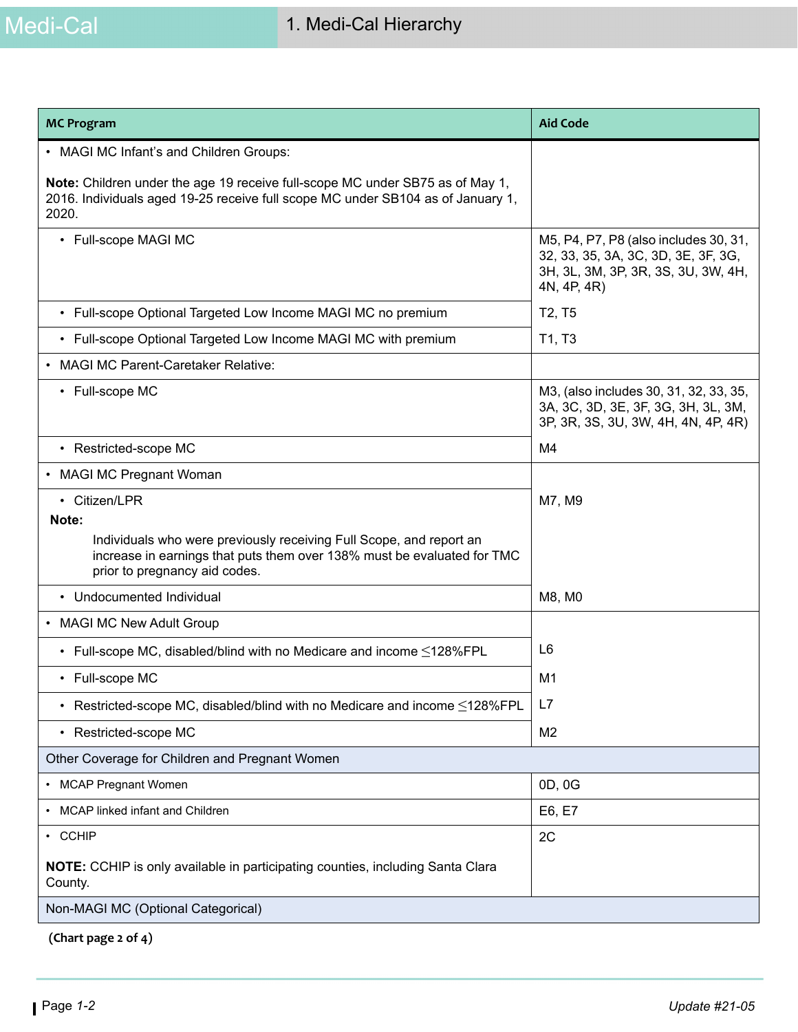| MC Program | Aid Code |
| --- | --- |
| • MAGI MC Infant's and Children Groups:<br><br>**Note:** Children under the age 19 receive full-scope MC under SB75 as of May 1, 2016. Individuals aged 19-25 receive full scope MC under SB104 as of January 1, 2020. | |
| • Full-scope MAGI MC | M5, P4, P7, P8 (also includes 30, 31, 32, 33, 35, 3A, 3C, 3D, 3E, 3F, 3G, 3H, 3L, 3M, 3P, 3R, 3S, 3U, 3W, 4H, 4N, 4P, 4R) |
| • Full-scope Optional Targeted Low Income MAGI MC no premium | T2, T5 |
| • Full-scope Optional Targeted Low Income MAGI MC with premium | T1, T3 |
| • MAGI MC Parent-Caretaker Relative: | |
| • Full-scope MC | M3, (also includes 30, 31, 32, 33, 35, 3A, 3C, 3D, 3E, 3F, 3G, 3H, 3L, 3M, 3P, 3R, 3S, 3U, 3W, 4H, 4N, 4P, 4R) |
| • Restricted-scope MC | M4 |
| • MAGI MC Pregnant Woman | |
| • Citizen/LPR<br>**Note:**<br>Individuals who were previously receiving Full Scope, and report an increase in earnings that puts them over 138% must be evaluated for TMC prior to pregnancy aid codes. | M7, M9 |
| • Undocumented Individual | M8, M0 |
| • MAGI MC New Adult Group | |
| • Full-scope MC, disabled/blind with no Medicare and income ≤128%FPL | L6 |
| • Full-scope MC | M1 |
| • Restricted-scope MC, disabled/blind with no Medicare and income ≤128%FPL | L7 |
| • Restricted-scope MC | M2 |
| Other Coverage for Children and Pregnant Women | |
| • MCAP Pregnant Women | 0D, 0G |
| • MCAP linked infant and Children | E6, E7 |
| • CCHIP<br><br>**NOTE:** CCHIP is only available in participating counties, including Santa Clara County. | 2C |
| Non-MAGI MC (Optional Categorical) | |

**(Chart page 2 of 4)**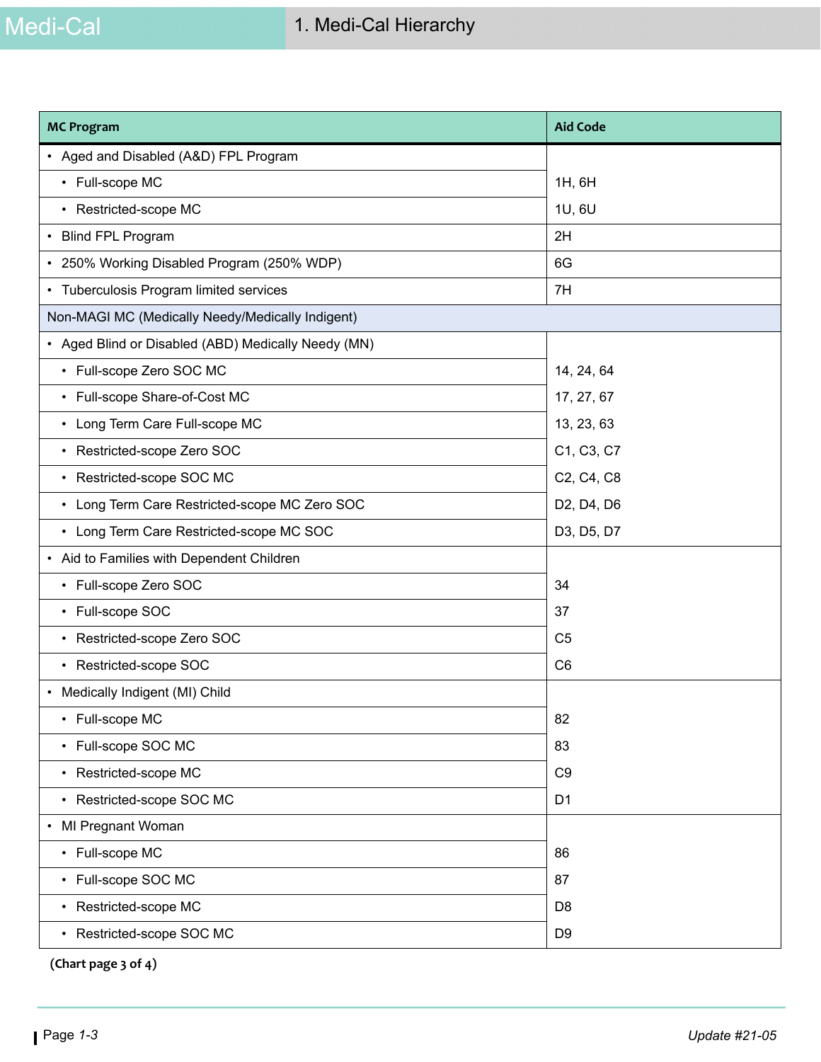| MC Program | Aid Code |
|---|---|
| • Aged and Disabled (A&D) FPL Program | |
| • Full-scope MC | 1H, 6H |
| • Restricted-scope MC | 1U, 6U |
| • Blind FPL Program | 2H |
| • 250% Working Disabled Program (250% WDP) | 6G |
| • Tuberculosis Program limited services | 7H |
| Non-MAGI MC (Medically Needy/Medically Indigent) | |
| • Aged Blind or Disabled (ABD) Medically Needy (MN) | |
| • Full-scope Zero SOC MC | 14, 24, 64 |
| • Full-scope Share-of-Cost MC | 17, 27, 67 |
| • Long Term Care Full-scope MC | 13, 23, 63 |
| • Restricted-scope Zero SOC | C1, C3, C7 |
| • Restricted-scope SOC MC | C2, C4, C8 |
| • Long Term Care Restricted-scope MC Zero SOC | D2, D4, D6 |
| • Long Term Care Restricted-scope MC SOC | D3, D5, D7 |
| • Aid to Families with Dependent Children | |
| • Full-scope Zero SOC | 34 |
| • Full-scope SOC | 37 |
| • Restricted-scope Zero SOC | C5 |
| • Restricted-scope SOC | C6 |
| • Medically Indigent (MI) Child | |
| • Full-scope MC | 82 |
| • Full-scope SOC MC | 83 |
| • Restricted-scope MC | C9 |
| • Restricted-scope SOC MC | D1 |
| • MI Pregnant Woman | |
| • Full-scope MC | 86 |
| • Full-scope SOC MC | 87 |
| • Restricted-scope MC | D8 |
| • Restricted-scope SOC MC | D9 |

**(Chart page 3 of 4)**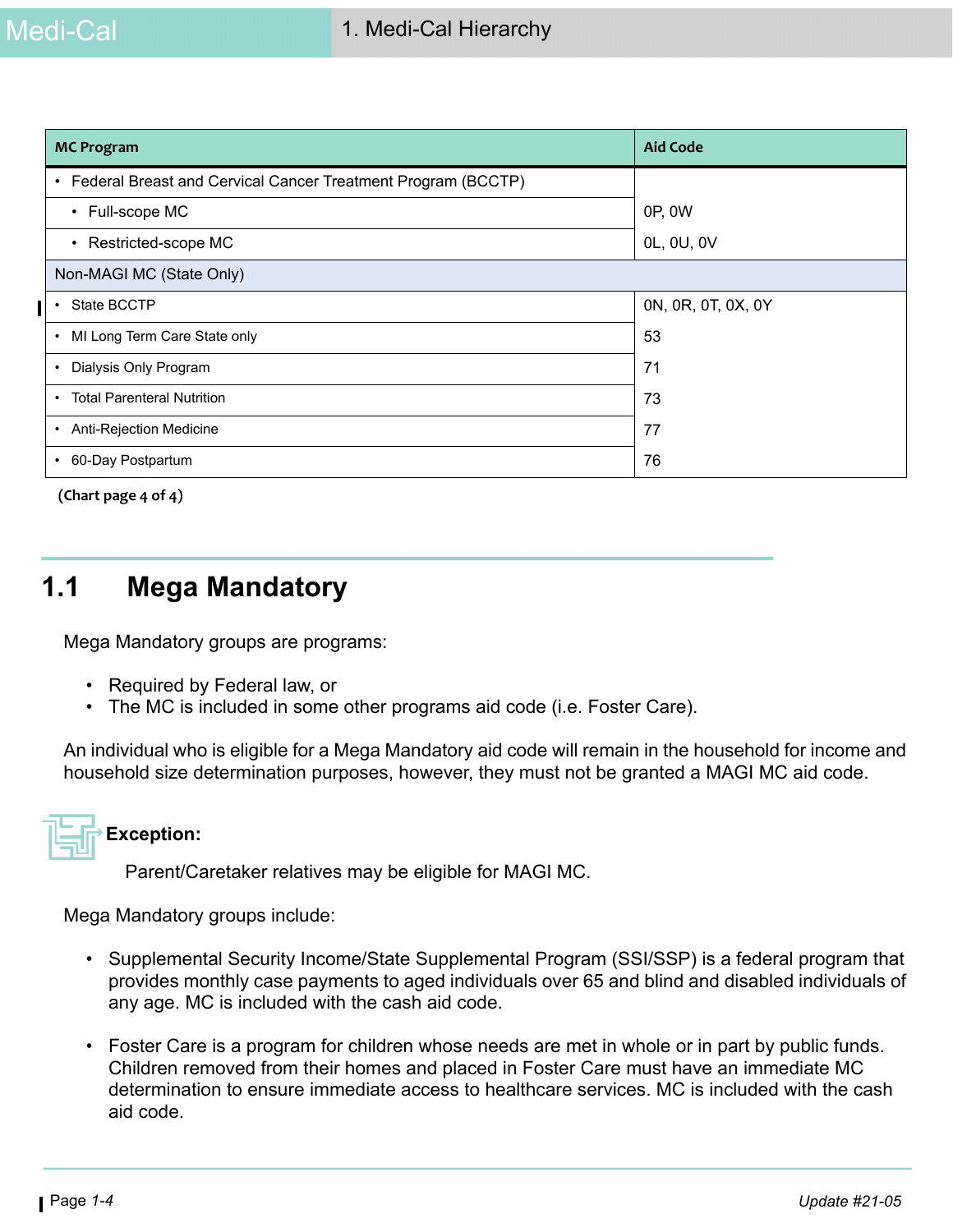| MC Program | Aid Code |
|---|---|
| • Federal Breast and Cervical Cancer Treatment Program (BCCTP) | |
| • Full-scope MC | 0P, 0W |
| • Restricted-scope MC | 0L, 0U, 0V |
| Non-MAGI MC (State Only) | |
| • State BCCTP | 0N, 0R, 0T, 0X, 0Y |
| • MI Long Term Care State only | 53 |
| • Dialysis Only Program | 71 |
| • Total Parenteral Nutrition | 73 |
| • Anti-Rejection Medicine | 77 |
| • 60-Day Postpartum | 76 |

**(Chart page 4 of 4)**

## 1.1 Mega Mandatory

Mega Mandatory groups are programs:

- Required by Federal law, or
- The MC is included in some other programs aid code (i.e. Foster Care).

An individual who is eligible for a Mega Mandatory aid code will remain in the household for income and household size determination purposes, however, they must not be granted a MAGI MC aid code.

**Exception:**

Parent/Caretaker relatives may be eligible for MAGI MC.

Mega Mandatory groups include:

- Supplemental Security Income/State Supplemental Program (SSI/SSP) is a federal program that provides monthly case payments to aged individuals over 65 and blind and disabled individuals of any age. MC is included with the cash aid code.

- Foster Care is a program for children whose needs are met in whole or in part by public funds. Children removed from their homes and placed in Foster Care must have an immediate MC determination to ensure immediate access to healthcare services. MC is included with the cash aid code.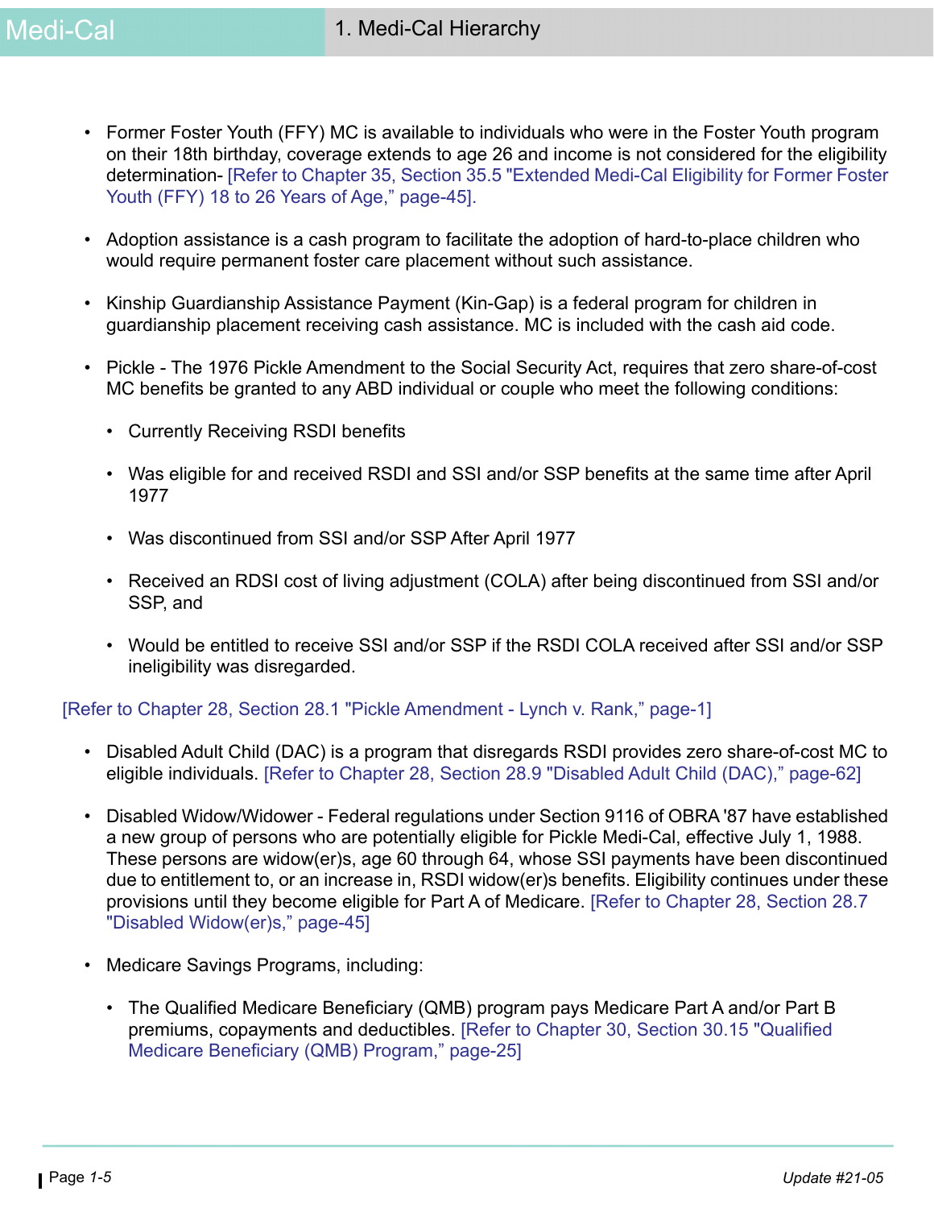- Former Foster Youth (FFY) MC is available to individuals who were in the Foster Youth program on their 18th birthday, coverage extends to age 26 and income is not considered for the eligibility determination- [Refer to Chapter 35, Section 35.5 "Extended Medi-Cal Eligibility for Former Foster Youth (FFY) 18 to 26 Years of Age," page-45].

- Adoption assistance is a cash program to facilitate the adoption of hard-to-place children who would require permanent foster care placement without such assistance.

- Kinship Guardianship Assistance Payment (Kin-Gap) is a federal program for children in guardianship placement receiving cash assistance. MC is included with the cash aid code.

- Pickle - The 1976 Pickle Amendment to the Social Security Act, requires that zero share-of-cost MC benefits be granted to any ABD individual or couple who meet the following conditions:

  - Currently Receiving RSDI benefits

  - Was eligible for and received RSDI and SSI and/or SSP benefits at the same time after April 1977

  - Was discontinued from SSI and/or SSP After April 1977

  - Received an RDSI cost of living adjustment (COLA) after being discontinued from SSI and/or SSP, and

  - Would be entitled to receive SSI and/or SSP if the RSDI COLA received after SSI and/or SSP ineligibility was disregarded.

[Refer to Chapter 28, Section 28.1 "Pickle Amendment - Lynch v. Rank," page-1]

- Disabled Adult Child (DAC) is a program that disregards RSDI provides zero share-of-cost MC to eligible individuals. [Refer to Chapter 28, Section 28.9 "Disabled Adult Child (DAC)," page-62]

- Disabled Widow/Widower - Federal regulations under Section 9116 of OBRA '87 have established a new group of persons who are potentially eligible for Pickle Medi-Cal, effective July 1, 1988. These persons are widow(er)s, age 60 through 64, whose SSI payments have been discontinued due to entitlement to, or an increase in, RSDI widow(er)s benefits. Eligibility continues under these provisions until they become eligible for Part A of Medicare. [Refer to Chapter 28, Section 28.7 "Disabled Widow(er)s," page-45]

- Medicare Savings Programs, including:

  - The Qualified Medicare Beneficiary (QMB) program pays Medicare Part A and/or Part B premiums, copayments and deductibles. [Refer to Chapter 30, Section 30.15 "Qualified Medicare Beneficiary (QMB) Program," page-25]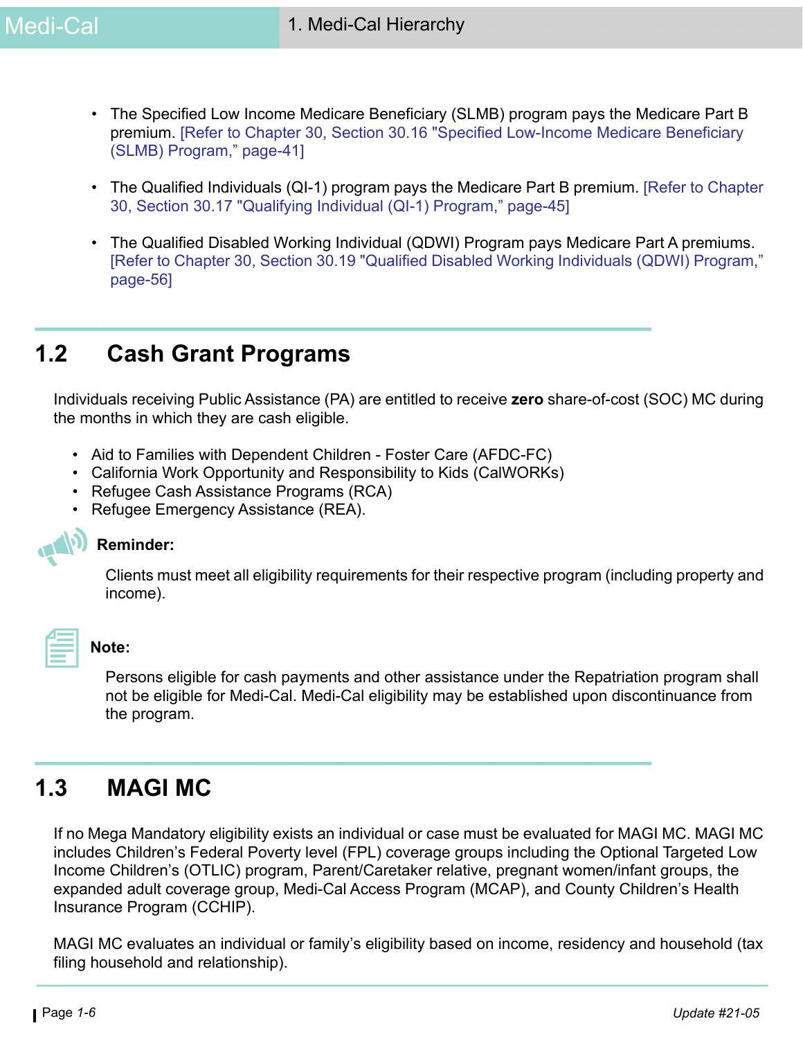- The Specified Low Income Medicare Beneficiary (SLMB) program pays the Medicare Part B premium. [Refer to Chapter 30, Section 30.16 "Specified Low-Income Medicare Beneficiary (SLMB) Program," page-41]

- The Qualified Individuals (QI-1) program pays the Medicare Part B premium. [Refer to Chapter 30, Section 30.17 "Qualifying Individual (QI-1) Program," page-45]

- The Qualified Disabled Working Individual (QDWI) Program pays Medicare Part A premiums. [Refer to Chapter 30, Section 30.19 "Qualified Disabled Working Individuals (QDWI) Program," page-56]

## 1.2 Cash Grant Programs

Individuals receiving Public Assistance (PA) are entitled to receive **zero** share-of-cost (SOC) MC during the months in which they are cash eligible.

- Aid to Families with Dependent Children - Foster Care (AFDC-FC)
- California Work Opportunity and Responsibility to Kids (CalWORKs)
- Refugee Cash Assistance Programs (RCA)
- Refugee Emergency Assistance (REA).

**Reminder:**

Clients must meet all eligibility requirements for their respective program (including property and income).

**Note:**

Persons eligible for cash payments and other assistance under the Repatriation program shall not be eligible for Medi-Cal. Medi-Cal eligibility may be established upon discontinuance from the program.

## 1.3 MAGI MC

If no Mega Mandatory eligibility exists an individual or case must be evaluated for MAGI MC. MAGI MC includes Children's Federal Poverty level (FPL) coverage groups including the Optional Targeted Low Income Children's (OTLIC) program, Parent/Caretaker relative, pregnant women/infant groups, the expanded adult coverage group, Medi-Cal Access Program (MCAP), and County Children's Health Insurance Program (CCHIP).

MAGI MC evaluates an individual or family's eligibility based on income, residency and household (tax filing household and relationship).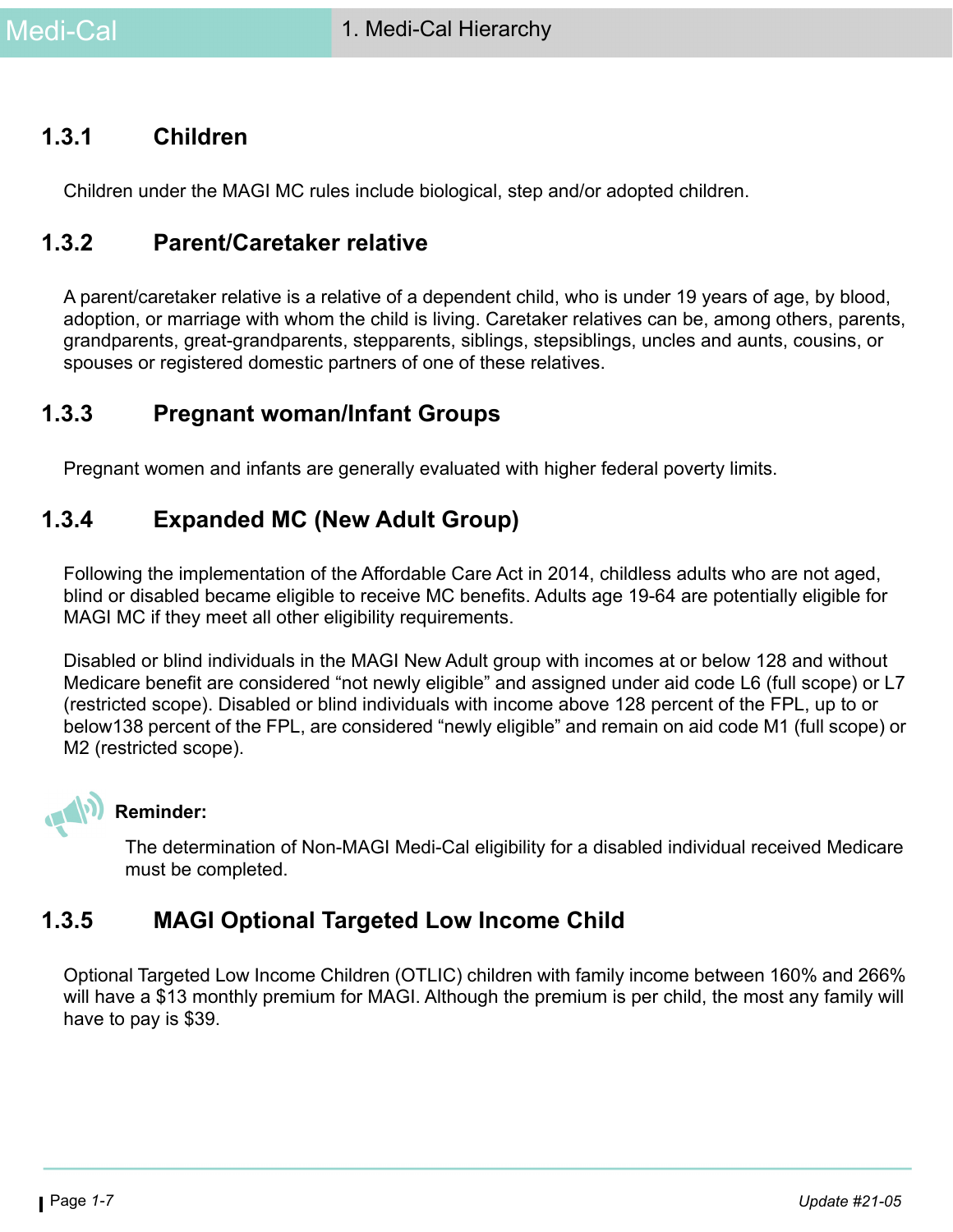### 1.3.1 Children

Children under the MAGI MC rules include biological, step and/or adopted children.

### 1.3.2 Parent/Caretaker relative

A parent/caretaker relative is a relative of a dependent child, who is under 19 years of age, by blood, adoption, or marriage with whom the child is living. Caretaker relatives can be, among others, parents, grandparents, great-grandparents, stepparents, siblings, stepsiblings, uncles and aunts, cousins, or spouses or registered domestic partners of one of these relatives.

### 1.3.3 Pregnant woman/Infant Groups

Pregnant women and infants are generally evaluated with higher federal poverty limits.

### 1.3.4 Expanded MC (New Adult Group)

Following the implementation of the Affordable Care Act in 2014, childless adults who are not aged, blind or disabled became eligible to receive MC benefits. Adults age 19-64 are potentially eligible for MAGI MC if they meet all other eligibility requirements.

Disabled or blind individuals in the MAGI New Adult group with incomes at or below 128 and without Medicare benefit are considered "not newly eligible" and assigned under aid code L6 (full scope) or L7 (restricted scope). Disabled or blind individuals with income above 128 percent of the FPL, up to or below138 percent of the FPL, are considered "newly eligible" and remain on aid code M1 (full scope) or M2 (restricted scope).

**Reminder:**

The determination of Non-MAGI Medi-Cal eligibility for a disabled individual received Medicare must be completed.

### 1.3.5 MAGI Optional Targeted Low Income Child

Optional Targeted Low Income Children (OTLIC) children with family income between 160% and 266% will have a $13 monthly premium for MAGI. Although the premium is per child, the most any family will have to pay is $39.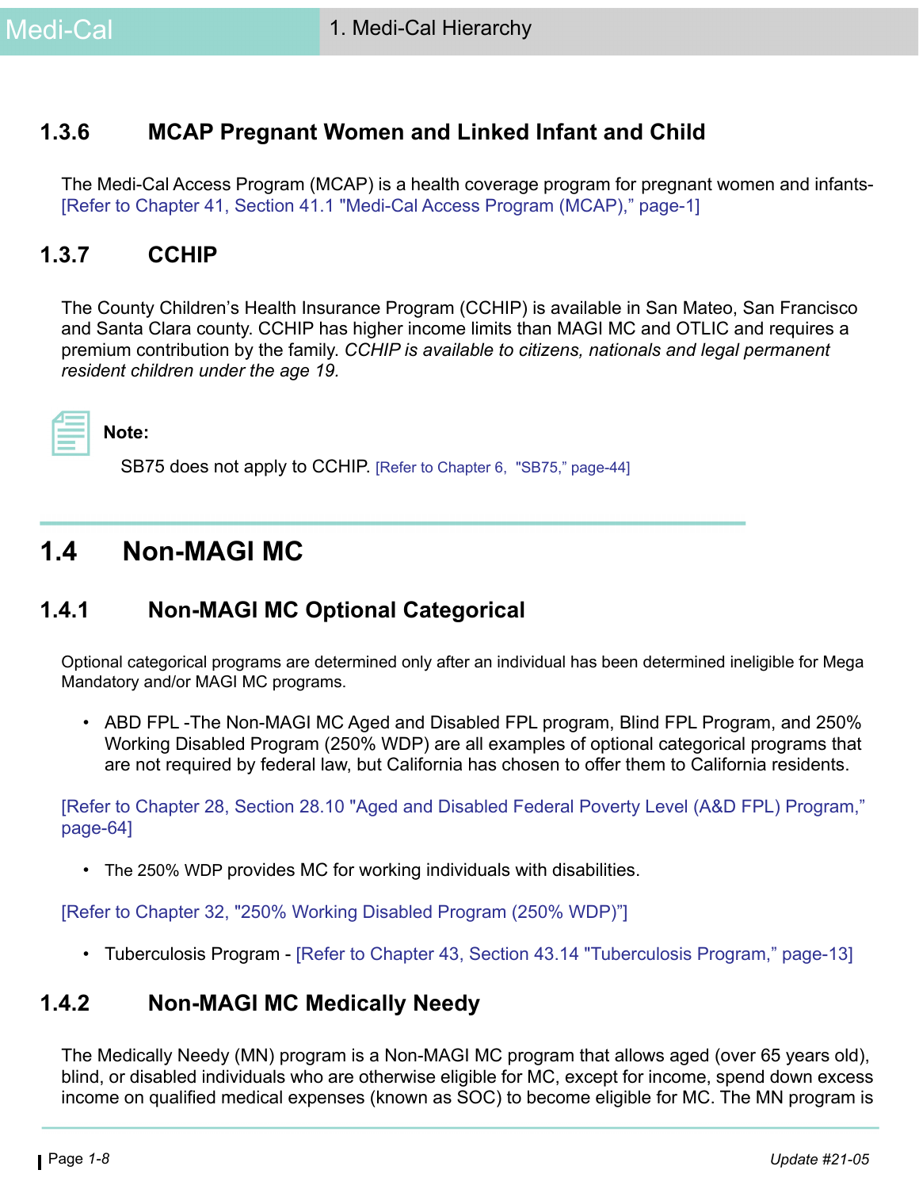### 1.3.6 MCAP Pregnant Women and Linked Infant and Child

The Medi-Cal Access Program (MCAP) is a health coverage program for pregnant women and infants- [Refer to Chapter 41, Section 41.1 "Medi-Cal Access Program (MCAP)," page-1]

### 1.3.7 CCHIP

The County Children's Health Insurance Program (CCHIP) is available in San Mateo, San Francisco and Santa Clara county. CCHIP has higher income limits than MAGI MC and OTLIC and requires a premium contribution by the family. *CCHIP is available to citizens, nationals and legal permanent resident children under the age 19.*

**Note:**

SB75 does not apply to CCHIP. [Refer to Chapter 6, "SB75," page-44]

## 1.4 Non-MAGI MC

### 1.4.1 Non-MAGI MC Optional Categorical

Optional categorical programs are determined only after an individual has been determined ineligible for Mega Mandatory and/or MAGI MC programs.

- ABD FPL -The Non-MAGI MC Aged and Disabled FPL program, Blind FPL Program, and 250% Working Disabled Program (250% WDP) are all examples of optional categorical programs that are not required by federal law, but California has chosen to offer them to California residents.

[Refer to Chapter 28, Section 28.10 "Aged and Disabled Federal Poverty Level (A&D FPL) Program," page-64]

- The 250% WDP provides MC for working individuals with disabilities.

[Refer to Chapter 32, "250% Working Disabled Program (250% WDP)"]

- Tuberculosis Program - [Refer to Chapter 43, Section 43.14 "Tuberculosis Program," page-13]

### 1.4.2 Non-MAGI MC Medically Needy

The Medically Needy (MN) program is a Non-MAGI MC program that allows aged (over 65 years old), blind, or disabled individuals who are otherwise eligible for MC, except for income, spend down excess income on qualified medical expenses (known as SOC) to become eligible for MC. The MN program is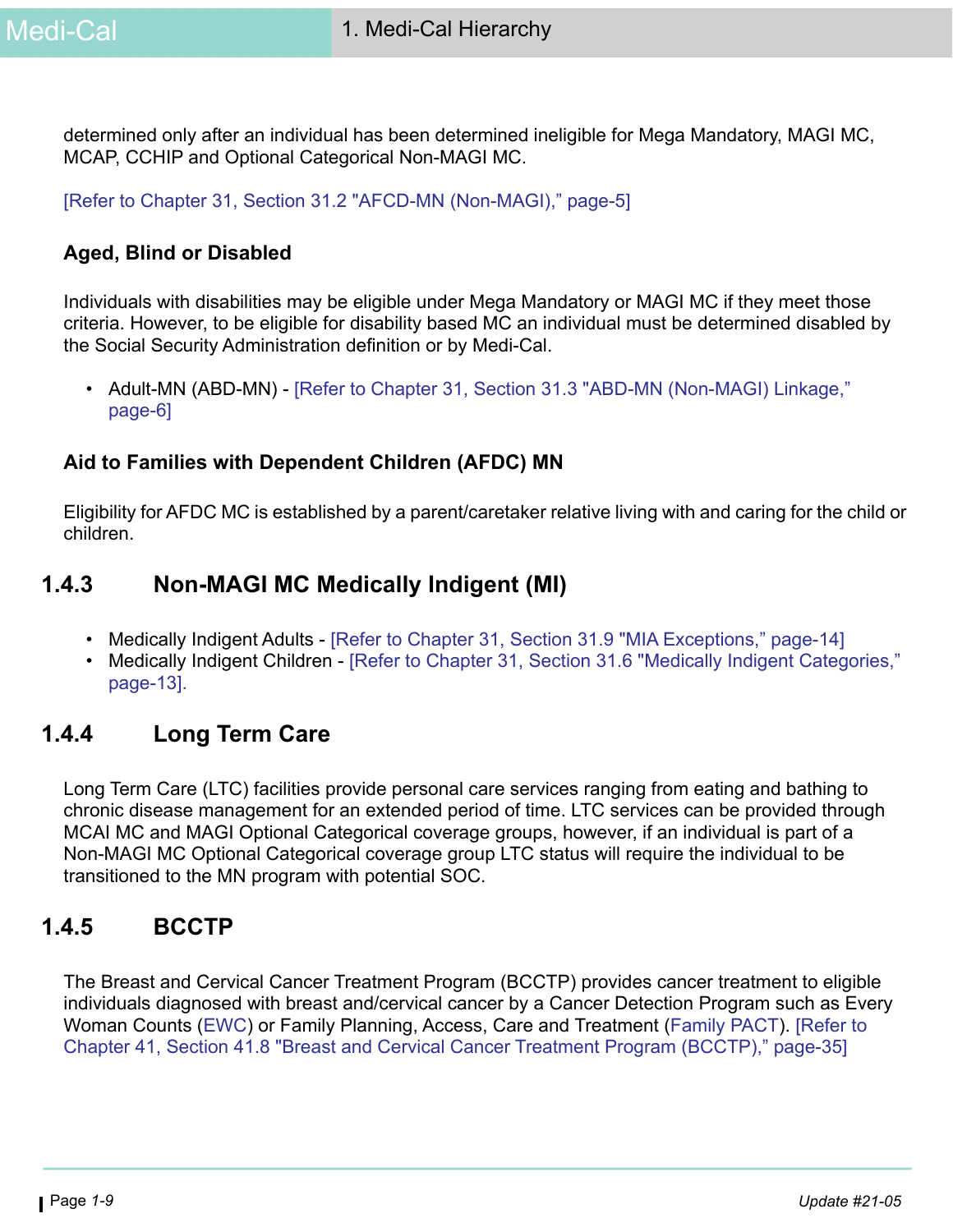determined only after an individual has been determined ineligible for Mega Mandatory, MAGI MC, MCAP, CCHIP and Optional Categorical Non-MAGI MC.

[Refer to Chapter 31, Section 31.2 "AFCD-MN (Non-MAGI)," page-5]

**Aged, Blind or Disabled**

Individuals with disabilities may be eligible under Mega Mandatory or MAGI MC if they meet those criteria. However, to be eligible for disability based MC an individual must be determined disabled by the Social Security Administration definition or by Medi-Cal.

- Adult-MN (ABD-MN) - [Refer to Chapter 31, Section 31.3 "ABD-MN (Non-MAGI) Linkage," page-6]

**Aid to Families with Dependent Children (AFDC) MN**

Eligibility for AFDC MC is established by a parent/caretaker relative living with and caring for the child or children.

## 1.4.3 Non-MAGI MC Medically Indigent (MI)

- Medically Indigent Adults - [Refer to Chapter 31, Section 31.9 "MIA Exceptions," page-14]
- Medically Indigent Children - [Refer to Chapter 31, Section 31.6 "Medically Indigent Categories," page-13].

## 1.4.4 Long Term Care

Long Term Care (LTC) facilities provide personal care services ranging from eating and bathing to chronic disease management for an extended period of time. LTC services can be provided through MCAI MC and MAGI Optional Categorical coverage groups, however, if an individual is part of a Non-MAGI MC Optional Categorical coverage group LTC status will require the individual to be transitioned to the MN program with potential SOC.

## 1.4.5 BCCTP

The Breast and Cervical Cancer Treatment Program (BCCTP) provides cancer treatment to eligible individuals diagnosed with breast and/cervical cancer by a Cancer Detection Program such as Every Woman Counts (EWC) or Family Planning, Access, Care and Treatment (Family PACT). [Refer to Chapter 41, Section 41.8 "Breast and Cervical Cancer Treatment Program (BCCTP)," page-35]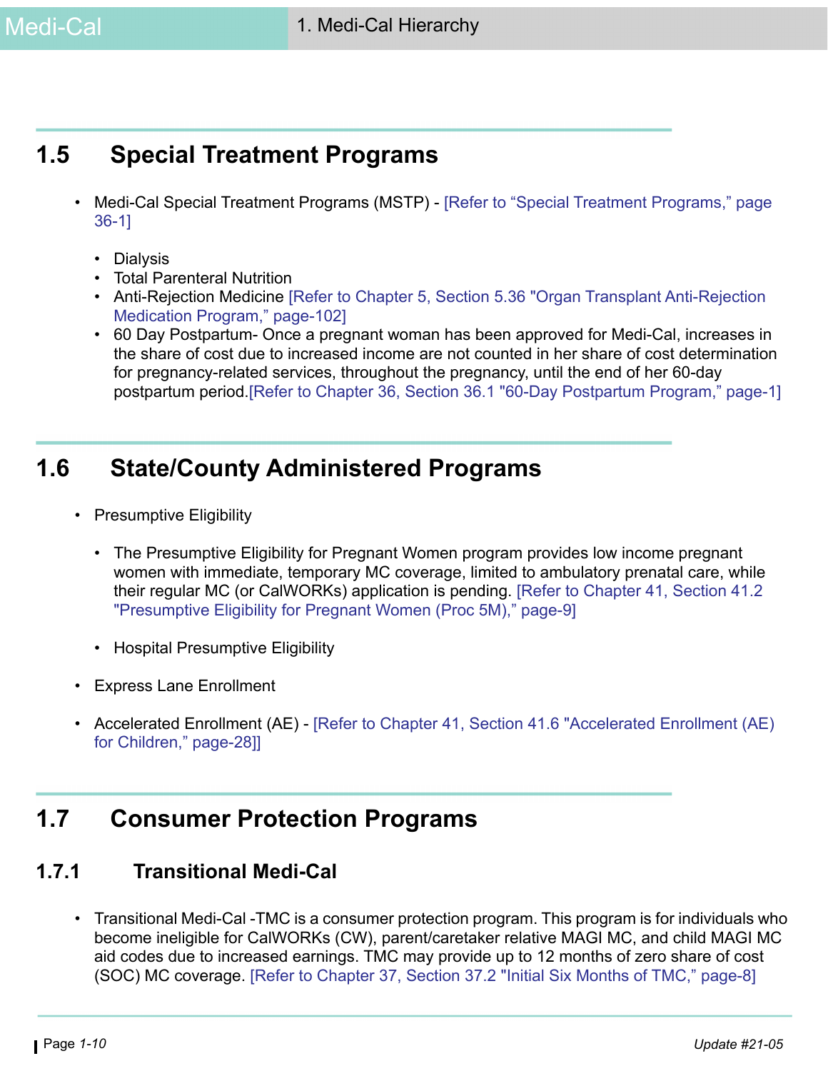## 1.5 Special Treatment Programs

- Medi-Cal Special Treatment Programs (MSTP) - [Refer to “Special Treatment Programs,” page 36-1]
  - Dialysis
  - Total Parenteral Nutrition
  - Anti-Rejection Medicine [Refer to Chapter 5, Section 5.36 "Organ Transplant Anti-Rejection Medication Program,” page-102]
  - 60 Day Postpartum- Once a pregnant woman has been approved for Medi-Cal, increases in the share of cost due to increased income are not counted in her share of cost determination for pregnancy-related services, throughout the pregnancy, until the end of her 60-day postpartum period.[Refer to Chapter 36, Section 36.1 "60-Day Postpartum Program,” page-1]

## 1.6 State/County Administered Programs

- Presumptive Eligibility
  - The Presumptive Eligibility for Pregnant Women program provides low income pregnant women with immediate, temporary MC coverage, limited to ambulatory prenatal care, while their regular MC (or CalWORKs) application is pending. [Refer to Chapter 41, Section 41.2 "Presumptive Eligibility for Pregnant Women (Proc 5M),” page-9]
  - Hospital Presumptive Eligibility
- Express Lane Enrollment
- Accelerated Enrollment (AE) - [Refer to Chapter 41, Section 41.6 "Accelerated Enrollment (AE) for Children,” page-28]]

## 1.7 Consumer Protection Programs

### 1.7.1 Transitional Medi-Cal

- Transitional Medi-Cal -TMC is a consumer protection program. This program is for individuals who become ineligible for CalWORKs (CW), parent/caretaker relative MAGI MC, and child MAGI MC aid codes due to increased earnings. TMC may provide up to 12 months of zero share of cost (SOC) MC coverage. [Refer to Chapter 37, Section 37.2 "Initial Six Months of TMC,” page-8]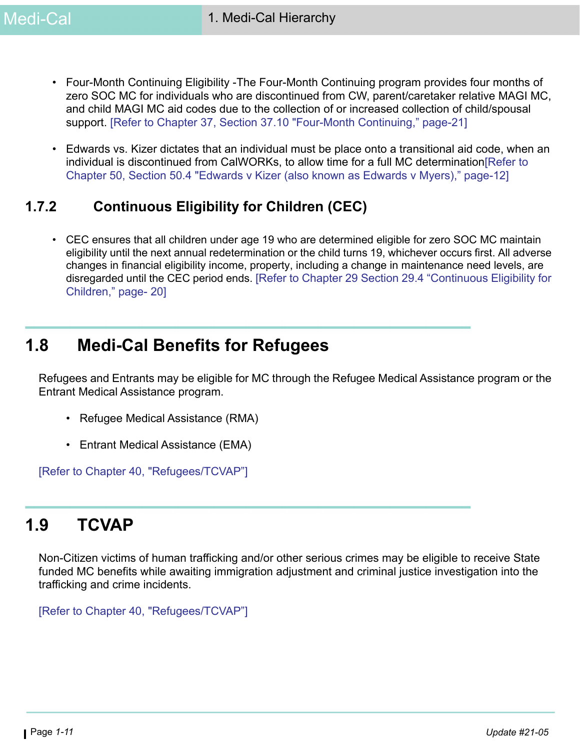- Four-Month Continuing Eligibility -The Four-Month Continuing program provides four months of zero SOC MC for individuals who are discontinued from CW, parent/caretaker relative MAGI MC, and child MAGI MC aid codes due to the collection of or increased collection of child/spousal support. [Refer to Chapter 37, Section 37.10 "Four-Month Continuing," page-21]

- Edwards vs. Kizer dictates that an individual must be place onto a transitional aid code, when an individual is discontinued from CalWORKs, to allow time for a full MC determination[Refer to Chapter 50, Section 50.4 "Edwards v Kizer (also known as Edwards v Myers)," page-12]

### 1.7.2 Continuous Eligibility for Children (CEC)

- CEC ensures that all children under age 19 who are determined eligible for zero SOC MC maintain eligibility until the next annual redetermination or the child turns 19, whichever occurs first. All adverse changes in financial eligibility income, property, including a change in maintenance need levels, are disregarded until the CEC period ends. [Refer to Chapter 29 Section 29.4 "Continuous Eligibility for Children," page- 20]

## 1.8 Medi-Cal Benefits for Refugees

Refugees and Entrants may be eligible for MC through the Refugee Medical Assistance program or the Entrant Medical Assistance program.

- Refugee Medical Assistance (RMA)

- Entrant Medical Assistance (EMA)

[Refer to Chapter 40, "Refugees/TCVAP"]

## 1.9 TCVAP

Non-Citizen victims of human trafficking and/or other serious crimes may be eligible to receive State funded MC benefits while awaiting immigration adjustment and criminal justice investigation into the trafficking and crime incidents.

[Refer to Chapter 40, "Refugees/TCVAP"]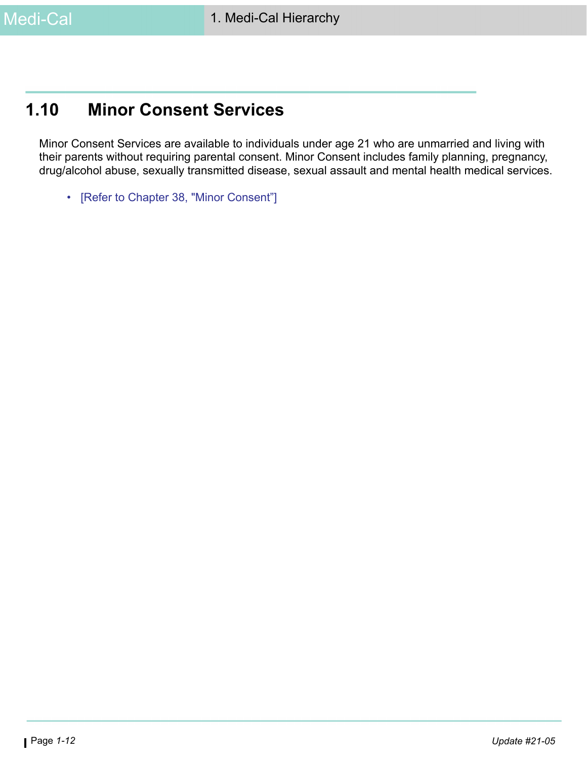## 1.10 Minor Consent Services

Minor Consent Services are available to individuals under age 21 who are unmarried and living with their parents without requiring parental consent. Minor Consent includes family planning, pregnancy, drug/alcohol abuse, sexually transmitted disease, sexual assault and mental health medical services.

- [Refer to Chapter 38, "Minor Consent”]